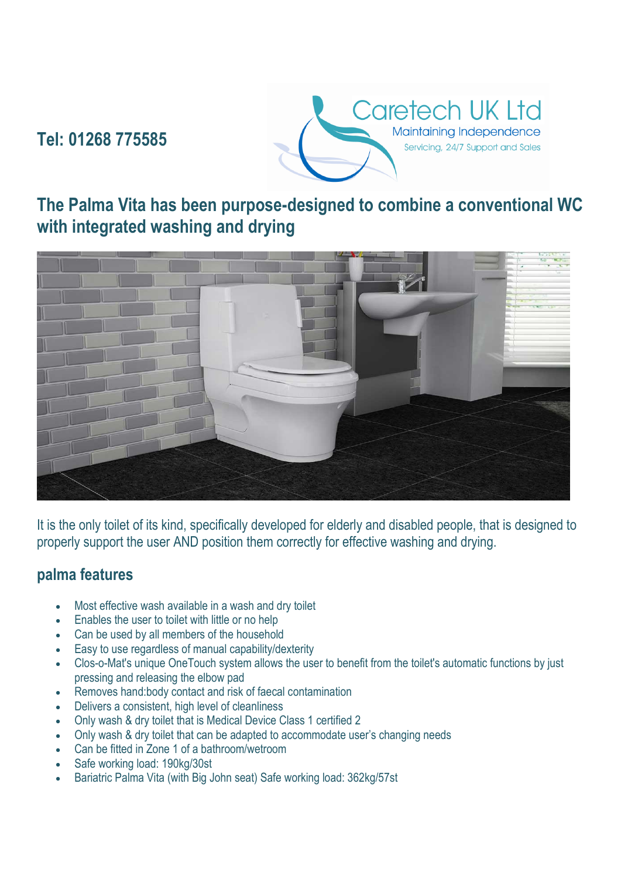Tel: 01268 775585

Caretech UK Ltd

Maintaining Independence

Servicing, 24/7 Support and Sales

## The Palma Vita has been purpose-designed to combine a conventional WC with integrated washing and drying

It is the only toilet of its kind, specifically developed for elderly and disabled people, that is designed to properly support the user AND position them correctly for effective washing and drying.

### palma features

- Most effective wash available in a wash and dry toilet
- Enables the user to toilet with little or no help
- Can be used by all members of the household
- Easy to use regardless of manual capability/dexterity
- Clos-o-Mat's unique OneTouch system allows the user to benefit from the toilet's automatic functions by just pressing and releasing the elbow pad
- Removes hand:body contact and risk of faecal contamination
- Delivers a consistent, high level of cleanliness
- Only wash & dry toilet that is Medical Device Class 1 certified 2
- Only wash & dry toilet that can be adapted to accommodate user's changing needs
- Can be fitted in Zone 1 of a bathroom/wetroom
- Safe working load: 190kg/30st
- Bariatric Palma Vita (with Big John seat) Safe working load: 362kg/57st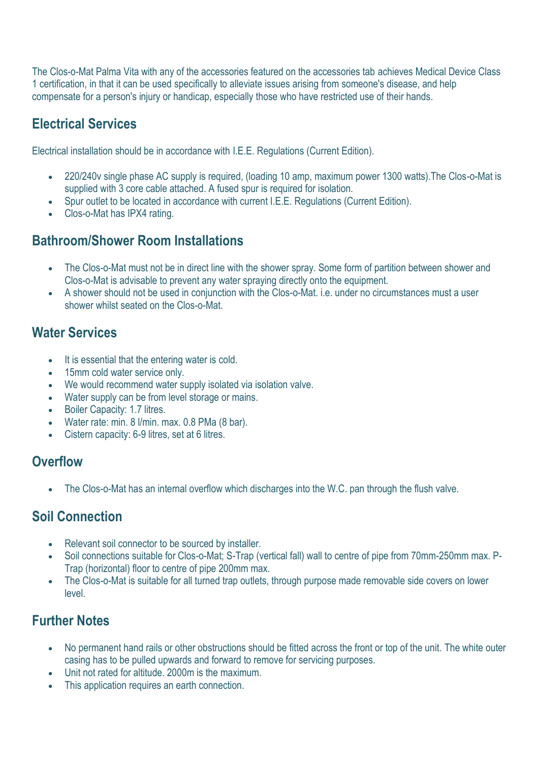The Clos-o-Mat Palma Vita with any of the accessories featured on the accessories tab achieves Medical Device Class 1 certification, in that it can be used specifically to alleviate issues arising from someone's disease, and help compensate for a person's injury or handicap, especially those who have restricted use of their hands.

## Electrical Services

Electrical installation should be in accordance with I.E.E. Regulations (Current Edition).

- 220/240v single phase AC supply is required, (loading 10 amp, maximum power 1300 watts).The Clos-o-Mat is supplied with 3 core cable attached. A fused spur is required for isolation.
- Spur outlet to be located in accordance with current I.E.E. Regulations (Current Edition).
- Clos-o-Mat has IPX4 rating.

## Bathroom/Shower Room Installations

- The Clos-o-Mat must not be in direct line with the shower spray. Some form of partition between shower and Clos-o-Mat is advisable to prevent any water spraying directly onto the equipment.
- A shower should not be used in conjunction with the Clos-o-Mat. i.e. under no circumstances must a user shower whilst seated on the Clos-o-Mat.

## Water Services

- It is essential that the entering water is cold.
- 15mm cold water service only.
- We would recommend water supply isolated via isolation valve.
- Water supply can be from level storage or mains.
- Boiler Capacity: 1.7 litres.
- Water rate: min. 8 l/min. max. 0.8 PMa (8 bar).
- Cistern capacity: 6-9 litres, set at 6 litres.

## Overflow

- The Clos-o-Mat has an internal overflow which discharges into the W.C. pan through the flush valve.

## Soil Connection

- Relevant soil connector to be sourced by installer.
- Soil connections suitable for Clos-o-Mat; S-Trap (vertical fall) wall to centre of pipe from 70mm-250mm max. P-Trap (horizontal) floor to centre of pipe 200mm max.
- The Clos-o-Mat is suitable for all turned trap outlets, through purpose made removable side covers on lower level.

## Further Notes

- No permanent hand rails or other obstructions should be fitted across the front or top of the unit. The white outer casing has to be pulled upwards and forward to remove for servicing purposes.
- Unit not rated for altitude. 2000m is the maximum.
- This application requires an earth connection.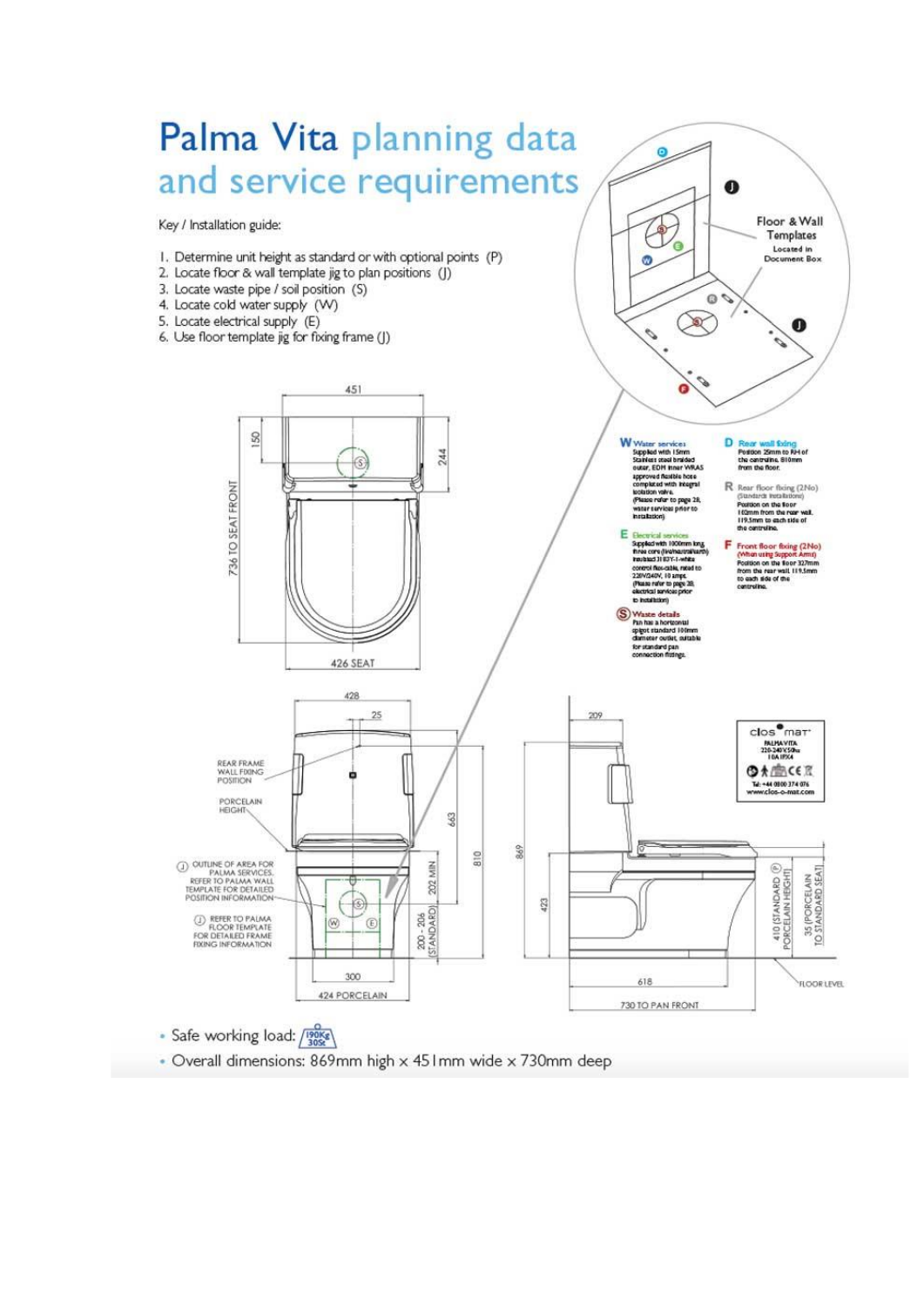# Palma Vita planning data and service requirements

Key / Installation guide:

1. Determine unit height as standard or with optional points (P)
2. Locate floor & wall template jig to plan positions (J)
3. Locate waste pipe / soil position (S)
4. Locate cold water supply (W)
5. Locate electrical supply (E)
6. Use floor template jig for fixing frame (J)

Floor & Wall Templates Located in Document Box

**W** Water services
Supplied with 15mm Stainless steel braided outer, EDM inner WRAS approved flexible hose completed with integral isolation valve. (Please refer to page 28, water services prior to installation)

**E** Electrical services
Supplied with 1000mm long three core (live/neutral/earth) insulated 3183Y-1-white control flex-cable, rated to 220V/240V, 10 amps. (Please refer to page 28, electrical services prior to installation)

**S** Waste details
Pan has a horizontal spigot standard 100mm diameter outlet, suitable for standard pan connection fittings.

**D** Rear wall fixing
Position 25mm to RH of the centreline, 810mm from the floor.

**R** Rear floor fixing (2No) (Standards installations)
Position on the floor 102mm from the rear wall, 119.5mm to each side of the centreline.

**F** Front floor fixing (2No) (When using Support Arms)
Position on the floor 327mm from the rear wall, 119.5mm to each side of the centreline.

451 | 150 | 244 | 736 TO SEAT FRONT | 426 SEAT

428 | 25 | REAR FRAME WALL FIXING POSITION | PORCELAIN HEIGHT | 663 | 810 | 202 MIN | 200 - 206 (STANDARD)

(J) OUTLINE OF AREA FOR PALMA SERVICES. REFER TO PALMA WALL TEMPLATE FOR DETAILED POSITION INFORMATION

(J) REFER TO PALMA FLOOR TEMPLATE FOR DETAILED FRAME FIXING INFORMATION

300 | 424 PORCELAIN

209 | 869 | 423 | 618 | 730 TO PAN FRONT | 410 (STANDARD (P) PORCELAIN HEIGHT) | 35 (PORCELAIN TO STANDARD SEAT) | FLOOR LEVEL

clos-o-mat
PALMA VITA
220-240V 50Hz
10A IPX4
Tel: +44 0800 374 076
www.clos-o-mat.com

- Safe working load: 190Kg / 30St
- Overall dimensions: 869mm high x 451mm wide x 730mm deep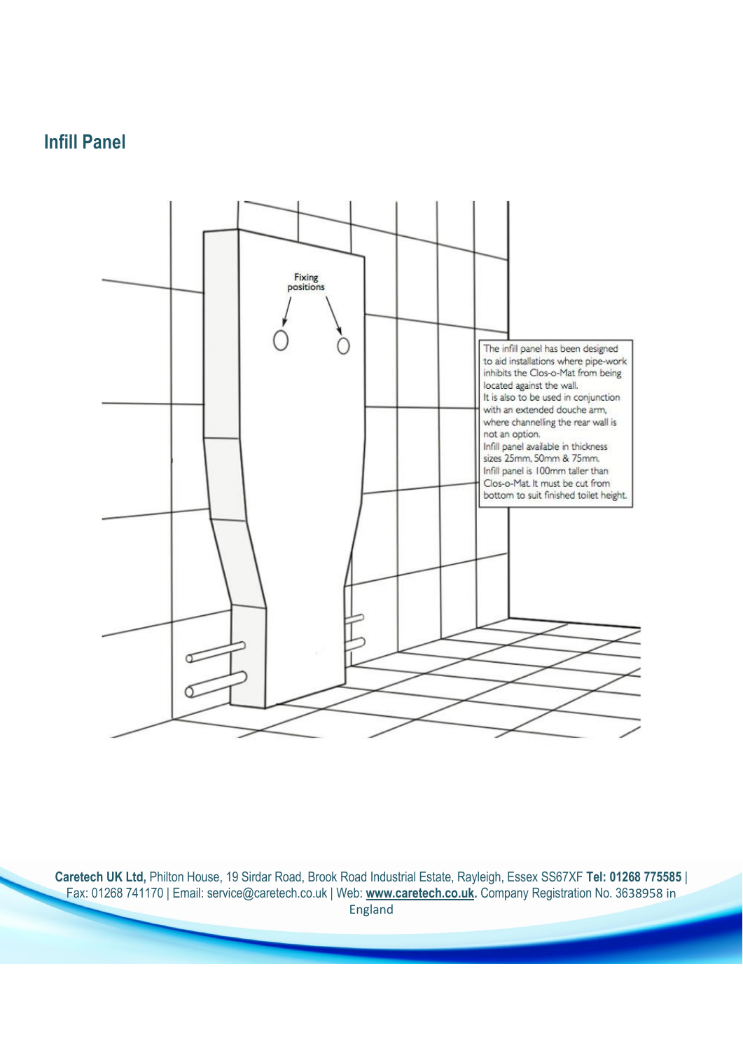## Infill Panel

Fixing positions

The infill panel has been designed to aid installations where pipe-work inhibits the Clos-o-Mat from being located against the wall.
It is also to be used in conjunction with an extended douche arm, where channelling the rear wall is not an option.
Infill panel available in thickness sizes 25mm, 50mm & 75mm.
Infill panel is 100mm taller than Clos-o-Mat. It must be cut from bottom to suit finished toilet height.